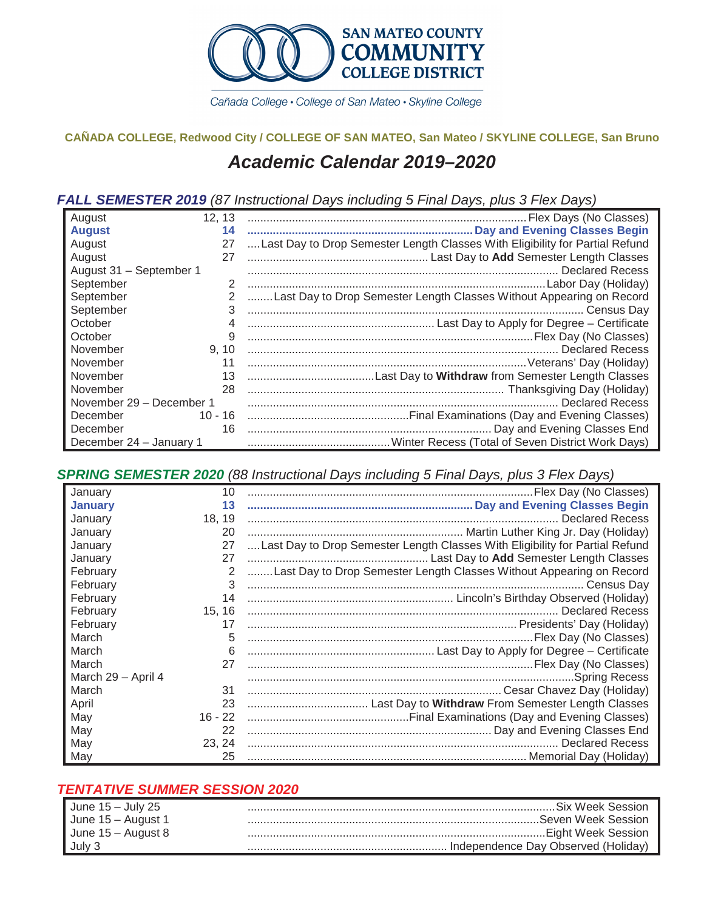SAN MATEO COUNTY
COMMUNITY
COLLEGE DISTRICT

Cañada College • College of San Mateo • Skyline College

**CAÑADA COLLEGE, Redwood City / COLLEGE OF SAN MATEO, San Mateo / SKYLINE COLLEGE, San Bruno**

# *Academic Calendar 2019–2020*

## ***FALL SEMESTER 2019*** *(87 Instructional Days including 5 Final Days, plus 3 Flex Days)*

| Month | Date | Event |
|---|---|---|
| August | 12, 13 | Flex Days (No Classes) |
| **August** | **14** | **Day and Evening Classes Begin** |
| August | 27 | Last Day to Drop Semester Length Classes With Eligibility for Partial Refund |
| August | 27 | Last Day to **Add** Semester Length Classes |
| August 31 – September 1 | | Declared Recess |
| September | 2 | Labor Day (Holiday) |
| September | 2 | Last Day to Drop Semester Length Classes Without Appearing on Record |
| September | 3 | Census Day |
| October | 4 | Last Day to Apply for Degree – Certificate |
| October | 9 | Flex Day (No Classes) |
| November | 9, 10 | Declared Recess |
| November | 11 | Veterans' Day (Holiday) |
| November | 13 | Last Day to **Withdraw** from Semester Length Classes |
| November | 28 | Thanksgiving Day (Holiday) |
| November 29 – December 1 | | Declared Recess |
| December | 10 - 16 | Final Examinations (Day and Evening Classes) |
| December | 16 | Day and Evening Classes End |
| December 24 – January 1 | | Winter Recess (Total of Seven District Work Days) |

## ***SPRING SEMESTER 2020*** *(88 Instructional Days including 5 Final Days, plus 3 Flex Days)*

| Month | Date | Event |
|---|---|---|
| January | 10 | Flex Day (No Classes) |
| **January** | **13** | **Day and Evening Classes Begin** |
| January | 18, 19 | Declared Recess |
| January | 20 | Martin Luther King Jr. Day (Holiday) |
| January | 27 | Last Day to Drop Semester Length Classes With Eligibility for Partial Refund |
| January | 27 | Last Day to **Add** Semester Length Classes |
| February | 2 | Last Day to Drop Semester Length Classes Without Appearing on Record |
| February | 3 | Census Day |
| February | 14 | Lincoln's Birthday Observed (Holiday) |
| February | 15, 16 | Declared Recess |
| February | 17 | Presidents' Day (Holiday) |
| March | 5 | Flex Day (No Classes) |
| March | 6 | Last Day to Apply for Degree – Certificate |
| March | 27 | Flex Day (No Classes) |
| March 29 – April 4 | | Spring Recess |
| March | 31 | Cesar Chavez Day (Holiday) |
| April | 23 | Last Day to **Withdraw** From Semester Length Classes |
| May | 16 - 22 | Final Examinations (Day and Evening Classes) |
| May | 22 | Day and Evening Classes End |
| May | 23, 24 | Declared Recess |
| May | 25 | Memorial Day (Holiday) |

## ***TENTATIVE SUMMER SESSION 2020***

| Dates | Event |
|---|---|
| June 15 – July 25 | Six Week Session |
| June 15 – August 1 | Seven Week Session |
| June 15 – August 8 | Eight Week Session |
| July 3 | Independence Day Observed (Holiday) |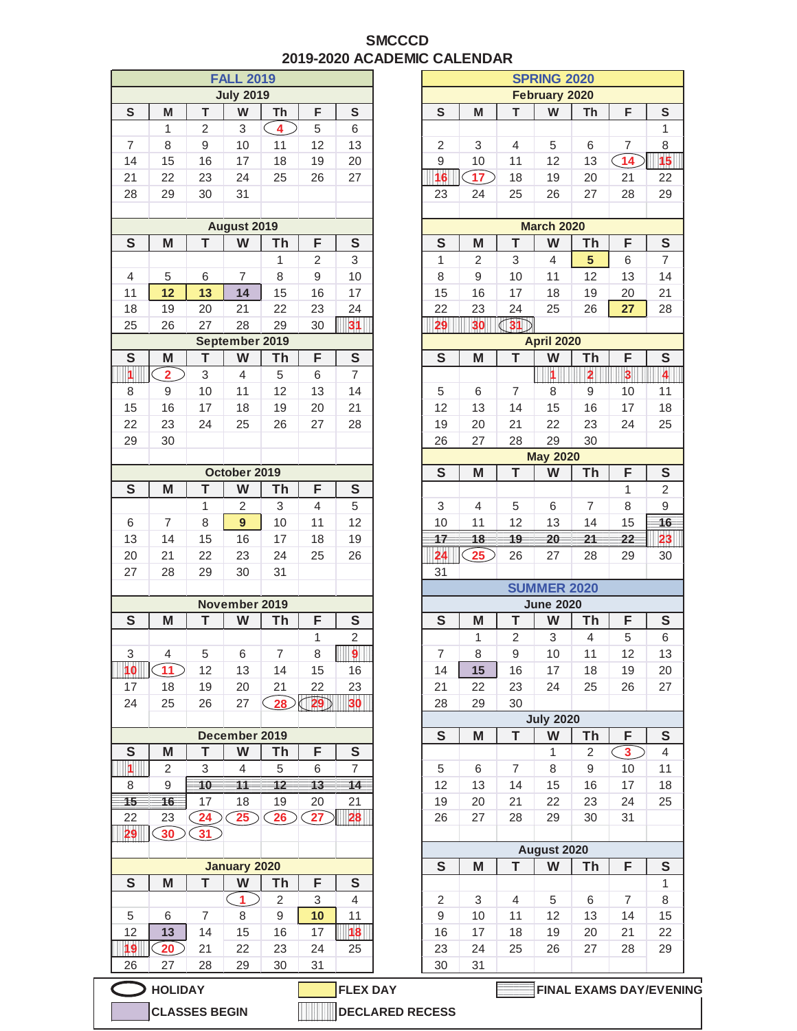# SMCCCD
## 2019-2020 ACADEMIC CALENDAR

### FALL 2019

**July 2019**

| S | M | T | W | Th | F | S |
|---|---|---|---|---|---|---|
| | 1 | 2 | 3 | 4 | 5 | 6 |
| 7 | 8 | 9 | 10 | 11 | 12 | 13 |
| 14 | 15 | 16 | 17 | 18 | 19 | 20 |
| 21 | 22 | 23 | 24 | 25 | 26 | 27 |
| 28 | 29 | 30 | 31 | | | |

**August 2019**

| S | M | T | W | Th | F | S |
|---|---|---|---|---|---|---|
| | | | | 1 | 2 | 3 |
| 4 | 5 | 6 | 7 | 8 | 9 | 10 |
| 11 | 12 | 13 | 14 | 15 | 16 | 17 |
| 18 | 19 | 20 | 21 | 22 | 23 | 24 |
| 25 | 26 | 27 | 28 | 29 | 30 | 31 |

**September 2019**

| S | M | T | W | Th | F | S |
|---|---|---|---|---|---|---|
| 1 | 2 | 3 | 4 | 5 | 6 | 7 |
| 8 | 9 | 10 | 11 | 12 | 13 | 14 |
| 15 | 16 | 17 | 18 | 19 | 20 | 21 |
| 22 | 23 | 24 | 25 | 26 | 27 | 28 |
| 29 | 30 | | | | | |

**October 2019**

| S | M | T | W | Th | F | S |
|---|---|---|---|---|---|---|
| | | 1 | 2 | 3 | 4 | 5 |
| 6 | 7 | 8 | 9 | 10 | 11 | 12 |
| 13 | 14 | 15 | 16 | 17 | 18 | 19 |
| 20 | 21 | 22 | 23 | 24 | 25 | 26 |
| 27 | 28 | 29 | 30 | 31 | | |

**November 2019**

| S | M | T | W | Th | F | S |
|---|---|---|---|---|---|---|
| | | | | | 1 | 2 |
| 3 | 4 | 5 | 6 | 7 | 8 | 9 |
| 10 | 11 | 12 | 13 | 14 | 15 | 16 |
| 17 | 18 | 19 | 20 | 21 | 22 | 23 |
| 24 | 25 | 26 | 27 | 28 | 29 | 30 |

**December 2019**

| S | M | T | W | Th | F | S |
|---|---|---|---|---|---|---|
| 1 | 2 | 3 | 4 | 5 | 6 | 7 |
| 8 | 9 | 10 | 11 | 12 | 13 | 14 |
| 15 | 16 | 17 | 18 | 19 | 20 | 21 |
| 22 | 23 | 24 | 25 | 26 | 27 | 28 |
| 29 | 30 | 31 | | | | |

**January 2020**

| S | M | T | W | Th | F | S |
|---|---|---|---|---|---|---|
| | | | 1 | 2 | 3 | 4 |
| 5 | 6 | 7 | 8 | 9 | 10 | 11 |
| 12 | 13 | 14 | 15 | 16 | 17 | 18 |
| 19 | 20 | 21 | 22 | 23 | 24 | 25 |
| 26 | 27 | 28 | 29 | 30 | 31 | |

### SPRING 2020

**February 2020**

| S | M | T | W | Th | F | S |
|---|---|---|---|---|---|---|
| | | | | | | 1 |
| 2 | 3 | 4 | 5 | 6 | 7 | 8 |
| 9 | 10 | 11 | 12 | 13 | 14 | 15 |
| 16 | 17 | 18 | 19 | 20 | 21 | 22 |
| 23 | 24 | 25 | 26 | 27 | 28 | 29 |

**March 2020**

| S | M | T | W | Th | F | S |
|---|---|---|---|---|---|---|
| 1 | 2 | 3 | 4 | 5 | 6 | 7 |
| 8 | 9 | 10 | 11 | 12 | 13 | 14 |
| 15 | 16 | 17 | 18 | 19 | 20 | 21 |
| 22 | 23 | 24 | 25 | 26 | 27 | 28 |
| 29 | 30 | 31 | | | | |

**April 2020**

| S | M | T | W | Th | F | S |
|---|---|---|---|---|---|---|
| | | | 1 | 2 | 3 | 4 |
| 5 | 6 | 7 | 8 | 9 | 10 | 11 |
| 12 | 13 | 14 | 15 | 16 | 17 | 18 |
| 19 | 20 | 21 | 22 | 23 | 24 | 25 |
| 26 | 27 | 28 | 29 | 30 | | |

**May 2020**

| S | M | T | W | Th | F | S |
|---|---|---|---|---|---|---|
| | | | | | 1 | 2 |
| 3 | 4 | 5 | 6 | 7 | 8 | 9 |
| 10 | 11 | 12 | 13 | 14 | 15 | 16 |
| 17 | 18 | 19 | 20 | 21 | 22 | 23 |
| 24 | 25 | 26 | 27 | 28 | 29 | 30 |
| 31 | | | | | | |

### SUMMER 2020

**June 2020**

| S | M | T | W | Th | F | S |
|---|---|---|---|---|---|---|
| | 1 | 2 | 3 | 4 | 5 | 6 |
| 7 | 8 | 9 | 10 | 11 | 12 | 13 |
| 14 | 15 | 16 | 17 | 18 | 19 | 20 |
| 21 | 22 | 23 | 24 | 25 | 26 | 27 |
| 28 | 29 | 30 | | | | |

**July 2020**

| S | M | T | W | Th | F | S |
|---|---|---|---|---|---|---|
| | | | 1 | 2 | 3 | 4 |
| 5 | 6 | 7 | 8 | 9 | 10 | 11 |
| 12 | 13 | 14 | 15 | 16 | 17 | 18 |
| 19 | 20 | 21 | 22 | 23 | 24 | 25 |
| 26 | 27 | 28 | 29 | 30 | 31 | |

**August 2020**

| S | M | T | W | Th | F | S |
|---|---|---|---|---|---|---|
| | | | | | | 1 |
| 2 | 3 | 4 | 5 | 6 | 7 | 8 |
| 9 | 10 | 11 | 12 | 13 | 14 | 15 |
| 16 | 17 | 18 | 19 | 20 | 21 | 22 |
| 23 | 24 | 25 | 26 | 27 | 28 | 29 |
| 30 | 31 | | | | | |

**Legend:**

- HOLIDAY
- FLEX DAY
- FINAL EXAMS DAY/EVENING
- CLASSES BEGIN
- DECLARED RECESS